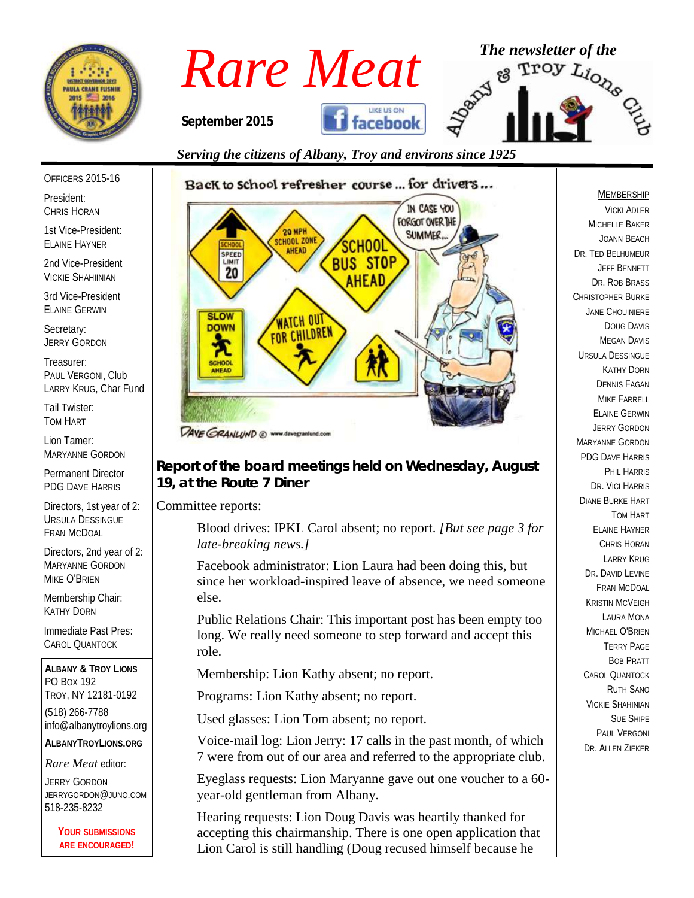# Rare Meat

*The newsletter of the Albany & Troy Lions Club*

**September 2015**

*Serving the citizens of Albany, Troy and environs since 1925*

OFFICERS 2015-16

President:
CHRIS HORAN

1st Vice-President:
ELAINE HAYNER

2nd Vice-President
VICKIE SHAHINIAN

3rd Vice-President
ELAINE GERWIN

Secretary:
JERRY GORDON

Treasurer:
PAUL VERGONI, Club
LARRY KRUG, Char Fund

Tail Twister:
TOM HART

Lion Tamer:
MARYANNE GORDON

Permanent Director
PDG DAVE HARRIS

Directors, 1st year of 2:
URSULA DESSINGUE
FRAN MCDOAL

Directors, 2nd year of 2:
MARYANNE GORDON
MIKE O'BRIEN

Membership Chair:
KATHY DORN

Immediate Past Pres:
CAROL QUANTOCK

**ALBANY & TROY LIONS**
PO BOX 192
TROY, NY 12181-0192
(518) 266-7788
info@albanytroylions.org

**ALBANYTROYLIONS.ORG**

*Rare Meat* editor:
JERRY GORDON
JERRYGORDON@JUNO.COM
518-235-8232

**YOUR SUBMISSIONS ARE ENCOURAGED!**

## Report of the board meetings held on Wednesday, August 19, at the Route 7 Diner

Committee reports:

Blood drives: IPKL Carol absent; no report. *[But see page 3 for late-breaking news.]*

Facebook administrator: Lion Laura had been doing this, but since her workload-inspired leave of absence, we need someone else.

Public Relations Chair: This important post has been empty too long. We really need someone to step forward and accept this role.

Membership: Lion Kathy absent; no report.

Programs: Lion Kathy absent; no report.

Used glasses: Lion Tom absent; no report.

Voice-mail log: Lion Jerry: 17 calls in the past month, of which 7 were from out of our area and referred to the appropriate club.

Eyeglass requests: Lion Maryanne gave out one voucher to a 60-year-old gentleman from Albany.

Hearing requests: Lion Doug Davis was heartily thanked for accepting this chairmanship. There is one open application that Lion Carol is still handling (Doug recused himself because he

MEMBERSHIP

VICKI ADLER
MICHELLE BAKER
JOANN BEACH
DR. TED BELHUMEUR
JEFF BENNETT
DR. ROB BRASS
CHRISTOPHER BURKE
JANE CHOUINIERE
DOUG DAVIS
MEGAN DAVIS
URSULA DESSINGUE
KATHY DORN
DENNIS FAGAN
MIKE FARRELL
ELAINE GERWIN
JERRY GORDON
MARYANNE GORDON
PDG DAVE HARRIS
PHIL HARRIS
DR. VICI HARRIS
DIANE BURKE HART
TOM HART
ELAINE HAYNER
CHRIS HORAN
LARRY KRUG
DR. DAVID LEVINE
FRAN MCDOAL
KRISTIN MCVEIGH
LAURA MONA
MICHAEL O'BRIEN
TERRY PAGE
BOB PRATT
CAROL QUANTOCK
RUTH SANO
VICKIE SHAHINIAN
SUE SHIPE
PAUL VERGONI
DR. ALLEN ZIEKER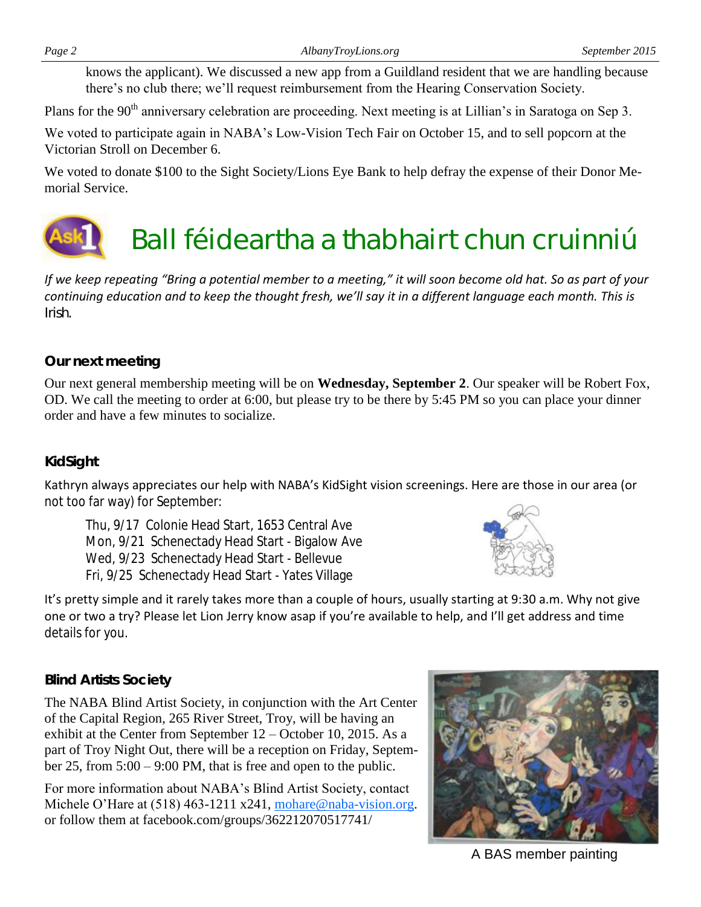knows the applicant). We discussed a new app from a Guildland resident that we are handling because there's no club there; we'll request reimbursement from the Hearing Conservation Society.

Plans for the 90th anniversary celebration are proceeding. Next meeting is at Lillian's in Saratoga on Sep 3.

We voted to participate again in NABA's Low-Vision Tech Fair on October 15, and to sell popcorn at the Victorian Stroll on December 6.

We voted to donate $100 to the Sight Society/Lions Eye Bank to help defray the expense of their Donor Memorial Service.

# Ball féideartha a thabhairt chun cruinniú

*If we keep repeating "Bring a potential member to a meeting," it will soon become old hat. So as part of your continuing education and to keep the thought fresh, we'll say it in a different language each month. This is Irish.*

### Our next meeting

Our next general membership meeting will be on **Wednesday, September 2**. Our speaker will be Robert Fox, OD. We call the meeting to order at 6:00, but please try to be there by 5:45 PM so you can place your dinner order and have a few minutes to socialize.

### KidSight

Kathryn always appreciates our help with NABA's KidSight vision screenings. Here are those in our area (or not too far way) for September:

- Thu, 9/17 Colonie Head Start, 1653 Central Ave
- Mon, 9/21 Schenectady Head Start - Bigalow Ave
- Wed, 9/23 Schenectady Head Start - Bellevue
- Fri, 9/25 Schenectady Head Start - Yates Village

It's pretty simple and it rarely takes more than a couple of hours, usually starting at 9:30 a.m. Why not give one or two a try? Please let Lion Jerry know asap if you're available to help, and I'll get address and time details for you.

### Blind Artists Society

The NABA Blind Artist Society, in conjunction with the Art Center of the Capital Region, 265 River Street, Troy, will be having an exhibit at the Center from September 12 – October 10, 2015. As a part of Troy Night Out, there will be a reception on Friday, September 25, from 5:00 – 9:00 PM, that is free and open to the public.

For more information about NABA's Blind Artist Society, contact Michele O'Hare at (518) 463-1211 x241, mohare@naba-vision.org. or follow them at facebook.com/groups/362212070517741/

A BAS member painting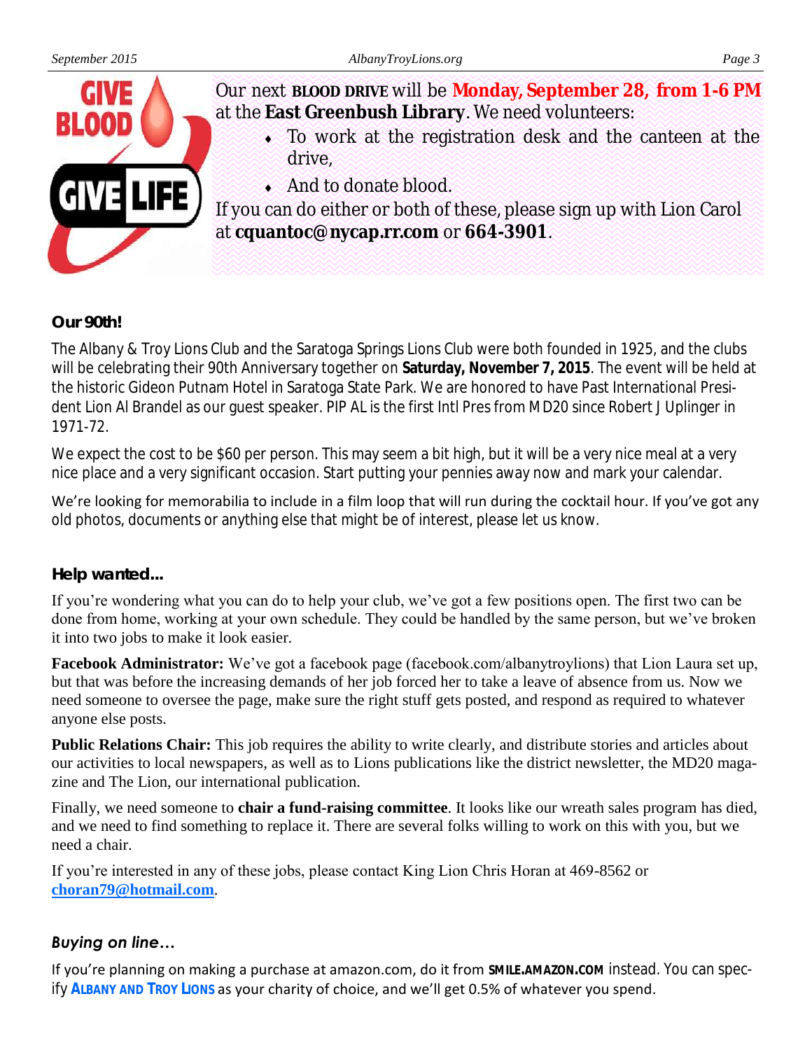Our next **BLOOD DRIVE** will be **Monday, September 28, from 1-6 PM** at the **East Greenbush Library**. We need volunteers:

- To work at the registration desk and the canteen at the drive,
- And to donate blood.

If you can do either or both of these, please sign up with Lion Carol at **cquantoc@nycap.rr.com** or **664-3901**.

### Our 90th!

The Albany & Troy Lions Club and the Saratoga Springs Lions Club were both founded in 1925, and the clubs will be celebrating their 90th Anniversary together on **Saturday, November 7, 2015**. The event will be held at the historic Gideon Putnam Hotel in Saratoga State Park. We are honored to have Past International President Lion Al Brandel as our guest speaker. PIP AL is the first Intl Pres from MD20 since Robert J Uplinger in 1971-72.

We expect the cost to be $60 per person. This may seem a bit high, but it will be a very nice meal at a very nice place and a very significant occasion. Start putting your pennies away now and mark your calendar.

We're looking for memorabilia to include in a film loop that will run during the cocktail hour. If you've got any old photos, documents or anything else that might be of interest, please let us know.

### Help wanted...

If you're wondering what you can do to help your club, we've got a few positions open. The first two can be done from home, working at your own schedule. They could be handled by the same person, but we've broken it into two jobs to make it look easier.

**Facebook Administrator:** We've got a facebook page (facebook.com/albanytroylions) that Lion Laura set up, but that was before the increasing demands of her job forced her to take a leave of absence from us. Now we need someone to oversee the page, make sure the right stuff gets posted, and respond as required to whatever anyone else posts.

**Public Relations Chair:** This job requires the ability to write clearly, and distribute stories and articles about our activities to local newspapers, as well as to Lions publications like the district newsletter, the MD20 magazine and The Lion, our international publication.

Finally, we need someone to **chair a fund-raising committee**. It looks like our wreath sales program has died, and we need to find something to replace it. There are several folks willing to work on this with you, but we need a chair.

If you're interested in any of these jobs, please contact King Lion Chris Horan at 469-8562 or **choran79@hotmail.com**.

### *Buying on line…*

If you're planning on making a purchase at amazon.com, do it from **SMILE.AMAZON.COM** instead. You can specify **ALBANY AND TROY LIONS** as your charity of choice, and we'll get 0.5% of whatever you spend.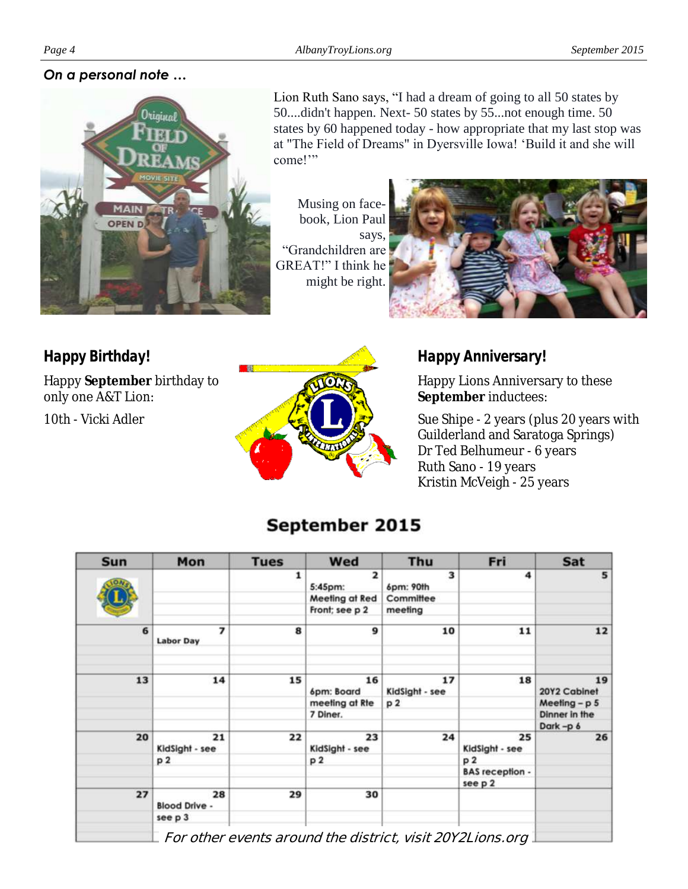## *On a personal note …*

Lion Ruth Sano says, "I had a dream of going to all 50 states by 50....didn't happen. Next- 50 states by 55...not enough time. 50 states by 60 happened today - how appropriate that my last stop was at "The Field of Dreams" in Dyersville Iowa! 'Build it and she will come!'"

Musing on face-book, Lion Paul says, "Grandchildren are GREAT!" I think he might be right.

## Happy Birthday!

Happy **September** birthday to only one A&T Lion:

10th - Vicki Adler

## Happy Anniversary!

Happy Lions Anniversary to these **September** inductees:

Sue Shipe - 2 years (plus 20 years with Guilderland and Saratoga Springs)
Dr Ted Belhumeur - 6 years
Ruth Sano - 19 years
Kristin McVeigh - 25 years

## September 2015

| Sun | Mon | Tues | Wed | Thu | Fri | Sat |
|---|---|---|---|---|---|---|
| | | 1 | 2 5:45pm: Meeting at Red Front; see p 2 | 3 6pm: 90th Committee meeting | 4 | 5 |
| 6 | 7 Labor Day | 8 | 9 | 10 | 11 | 12 |
| 13 | 14 | 15 | 16 6pm: Board meeting at Rte 7 Diner. | 17 KidSight - see p 2 | 18 | 19 20Y2 Cabinet Meeting – p 5 Dinner in the Dark –p 6 |
| 20 | 21 KidSight - see p 2 | 22 | 23 KidSight - see p 2 | 24 | 25 KidSight - see p 2 BAS reception - see p 2 | 26 |
| 27 | 28 Blood Drive - see p 3 | 29 | 30 | | | |

*For other events around the district, visit 20Y2Lions.org*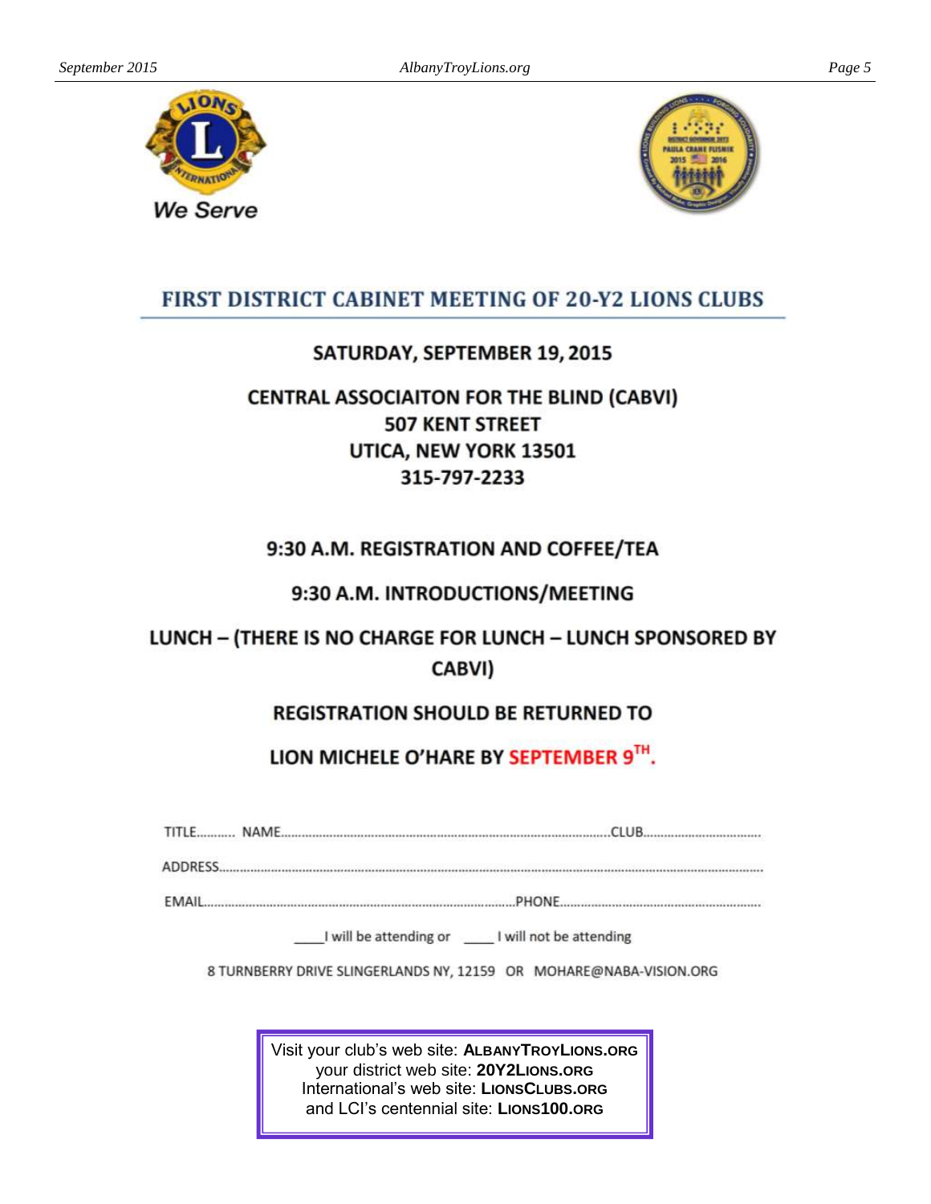We Serve

## FIRST DISTRICT CABINET MEETING OF 20-Y2 LIONS CLUBS

**SATURDAY, SEPTEMBER 19, 2015**

**CENTRAL ASSOCIAITON FOR THE BLIND (CABVI)**
**507 KENT STREET**
**UTICA, NEW YORK 13501**
**315-797-2233**

**9:30 A.M. REGISTRATION AND COFFEE/TEA**

**9:30 A.M. INTRODUCTIONS/MEETING**

**LUNCH – (THERE IS NO CHARGE FOR LUNCH – LUNCH SPONSORED BY CABVI)**

**REGISTRATION SHOULD BE RETURNED TO**

**LION MICHELE O'HARE BY SEPTEMBER 9TH.**

TITLE.......... NAME..........................................................................................CLUB................................

ADDRESS..........................................................................................................................................................

EMAIL...........................................................................................PHONE........................................................

____I will be attending or ____ I will not be attending

8 TURNBERRY DRIVE SLINGERLANDS NY, 12159 OR MOHARE@NABA-VISION.ORG

Visit your club's web site: **ALBANYTROYLIONS.ORG**
your district web site: **20Y2LIONS.ORG**
International's web site: **LIONSCLUBS.ORG**
and LCI's centennial site: **LIONS100.ORG**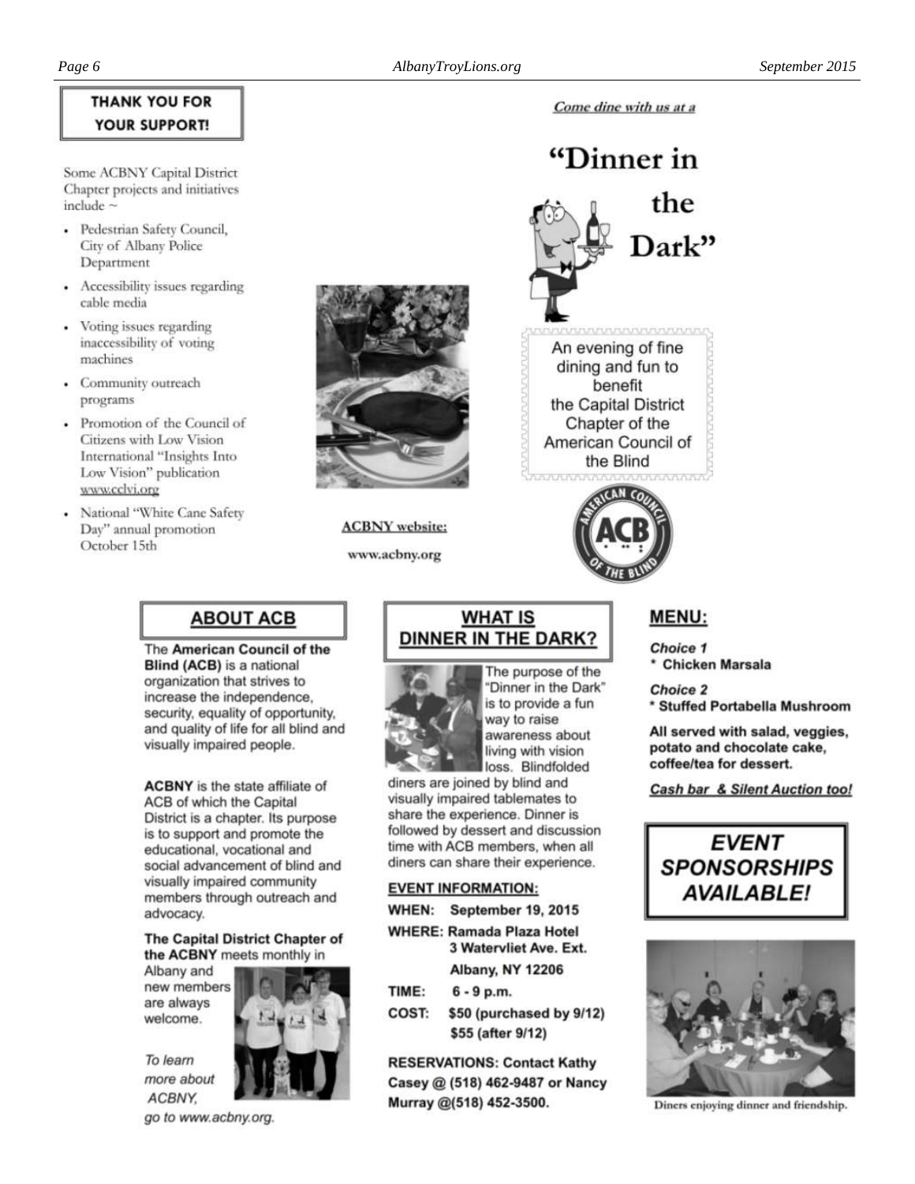## THANK YOU FOR YOUR SUPPORT!

Some ACBNY Capital District Chapter projects and initiatives include ~

- Pedestrian Safety Council, City of Albany Police Department
- Accessibility issues regarding cable media
- Voting issues regarding inaccessibility of voting machines
- Community outreach programs
- Promotion of the Council of Citizens with Low Vision International "Insights Into Low Vision" publication www.cclvi.org
- National "White Cane Safety Day" annual promotion October 15th

**ACBNY website:**

www.acbny.org

*Come dine with us at a*

# "Dinner in the Dark"

An evening of fine dining and fun to benefit the Capital District Chapter of the American Council of the Blind

AMERICAN COUNCIL OF THE BLIND ACB

## ABOUT ACB

The **American Council of the Blind (ACB)** is a national organization that strives to increase the independence, security, equality of opportunity, and quality of life for all blind and visually impaired people.

**ACBNY** is the state affiliate of ACB of which the Capital District is a chapter. Its purpose is to support and promote the educational, vocational and social advancement of blind and visually impaired community members through outreach and advocacy.

**The Capital District Chapter of the ACBNY** meets monthly in Albany and new members are always welcome.

*To learn more about ACBNY, go to www.acbny.org.*

## WHAT IS DINNER IN THE DARK?

The purpose of the "Dinner in the Dark" is to provide a fun way to raise awareness about living with vision loss. Blindfolded diners are joined by blind and visually impaired tablemates to share the experience. Dinner is followed by dessert and discussion time with ACB members, when all diners can share their experience.

**EVENT INFORMATION:**

**WHEN:** September 19, 2015

**WHERE:** Ramada Plaza Hotel
3 Watervliet Ave. Ext.
Albany, NY 12206

**TIME:** 6 - 9 p.m.

**COST:** $50 (purchased by 9/12)
$55 (after 9/12)

**RESERVATIONS: Contact Kathy Casey @ (518) 462-9487 or Nancy Murray @(518) 452-3500.**

## MENU:

*Choice 1*
* Chicken Marsala

*Choice 2*
* Stuffed Portabella Mushroom

**All served with salad, veggies, potato and chocolate cake, coffee/tea for dessert.**

***Cash bar & Silent Auction too!***

## *EVENT SPONSORSHIPS AVAILABLE!*

Diners enjoying dinner and friendship.